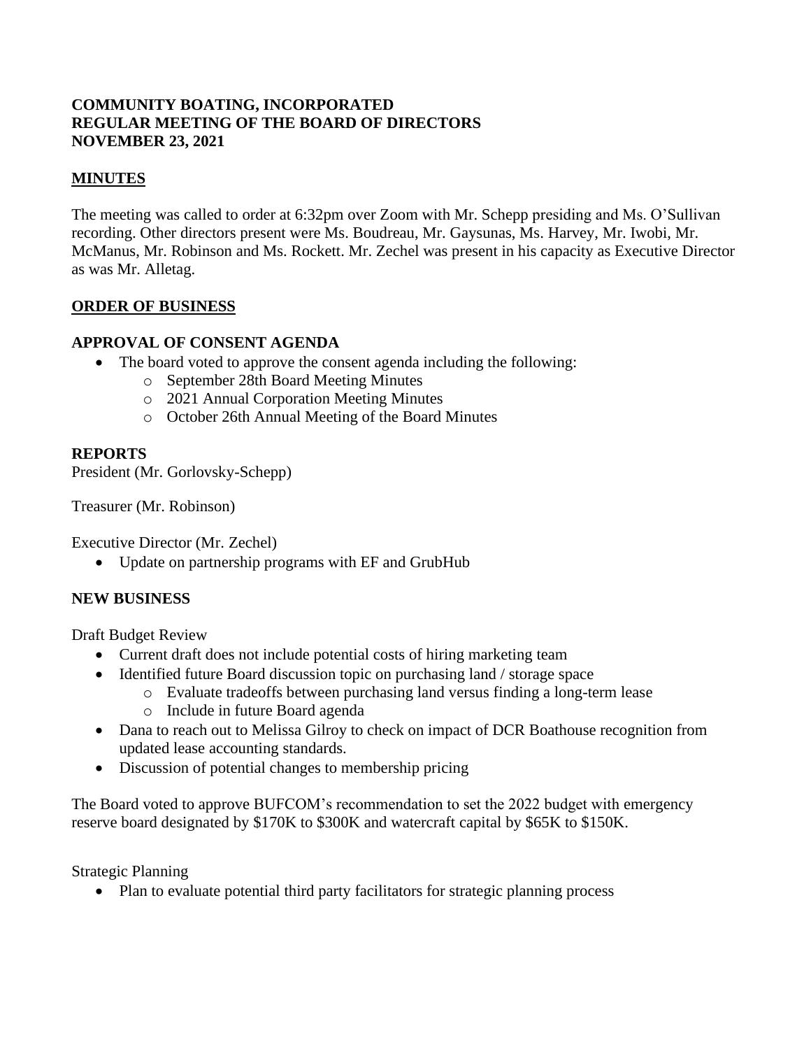**COMMUNITY BOATING, INCORPORATED**
**REGULAR MEETING OF THE BOARD OF DIRECTORS**
**NOVEMBER 23, 2021**

## MINUTES

The meeting was called to order at 6:32pm over Zoom with Mr. Schepp presiding and Ms. O'Sullivan recording. Other directors present were Ms. Boudreau, Mr. Gaysunas, Ms. Harvey, Mr. Iwobi, Mr. McManus, Mr. Robinson and Ms. Rockett. Mr. Zechel was present in his capacity as Executive Director as was Mr. Alletag.

## ORDER OF BUSINESS

### APPROVAL OF CONSENT AGENDA

- The board voted to approve the consent agenda including the following:
  - September 28th Board Meeting Minutes
  - 2021 Annual Corporation Meeting Minutes
  - October 26th Annual Meeting of the Board Minutes

### REPORTS

President (Mr. Gorlovsky-Schepp)

Treasurer (Mr. Robinson)

Executive Director (Mr. Zechel)

- Update on partnership programs with EF and GrubHub

### NEW BUSINESS

Draft Budget Review

- Current draft does not include potential costs of hiring marketing team
- Identified future Board discussion topic on purchasing land / storage space
  - Evaluate tradeoffs between purchasing land versus finding a long-term lease
  - Include in future Board agenda
- Dana to reach out to Melissa Gilroy to check on impact of DCR Boathouse recognition from updated lease accounting standards.
- Discussion of potential changes to membership pricing

The Board voted to approve BUFCOM's recommendation to set the 2022 budget with emergency reserve board designated by $170K to $300K and watercraft capital by $65K to $150K.

Strategic Planning

- Plan to evaluate potential third party facilitators for strategic planning process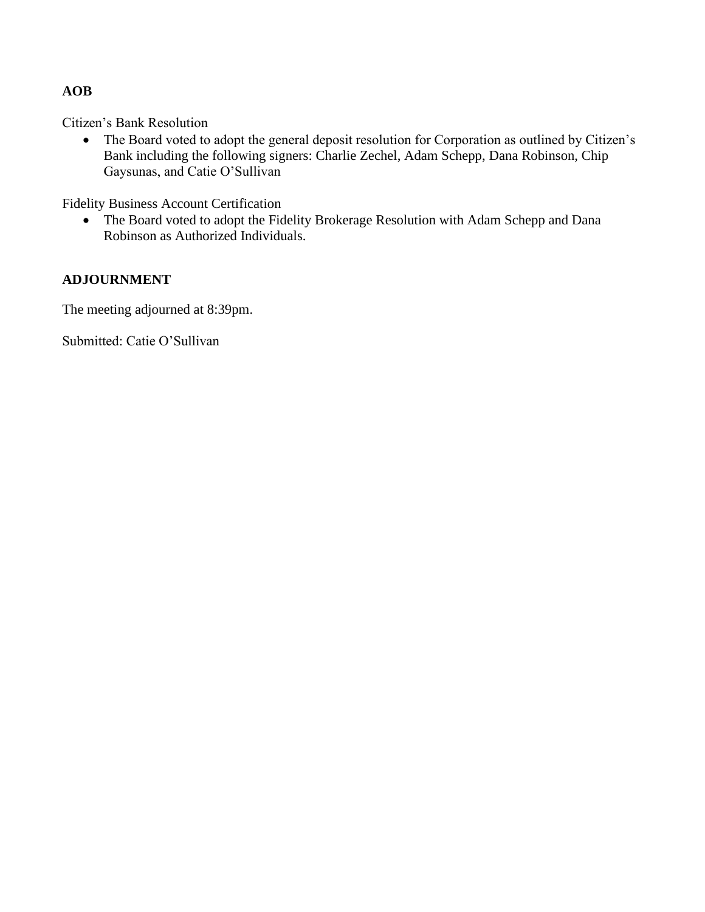**AOB**

Citizen’s Bank Resolution

- The Board voted to adopt the general deposit resolution for Corporation as outlined by Citizen’s Bank including the following signers: Charlie Zechel, Adam Schepp, Dana Robinson, Chip Gaysunas, and Catie O’Sullivan

Fidelity Business Account Certification

- The Board voted to adopt the Fidelity Brokerage Resolution with Adam Schepp and Dana Robinson as Authorized Individuals.

**ADJOURNMENT**

The meeting adjourned at 8:39pm.

Submitted: Catie O’Sullivan